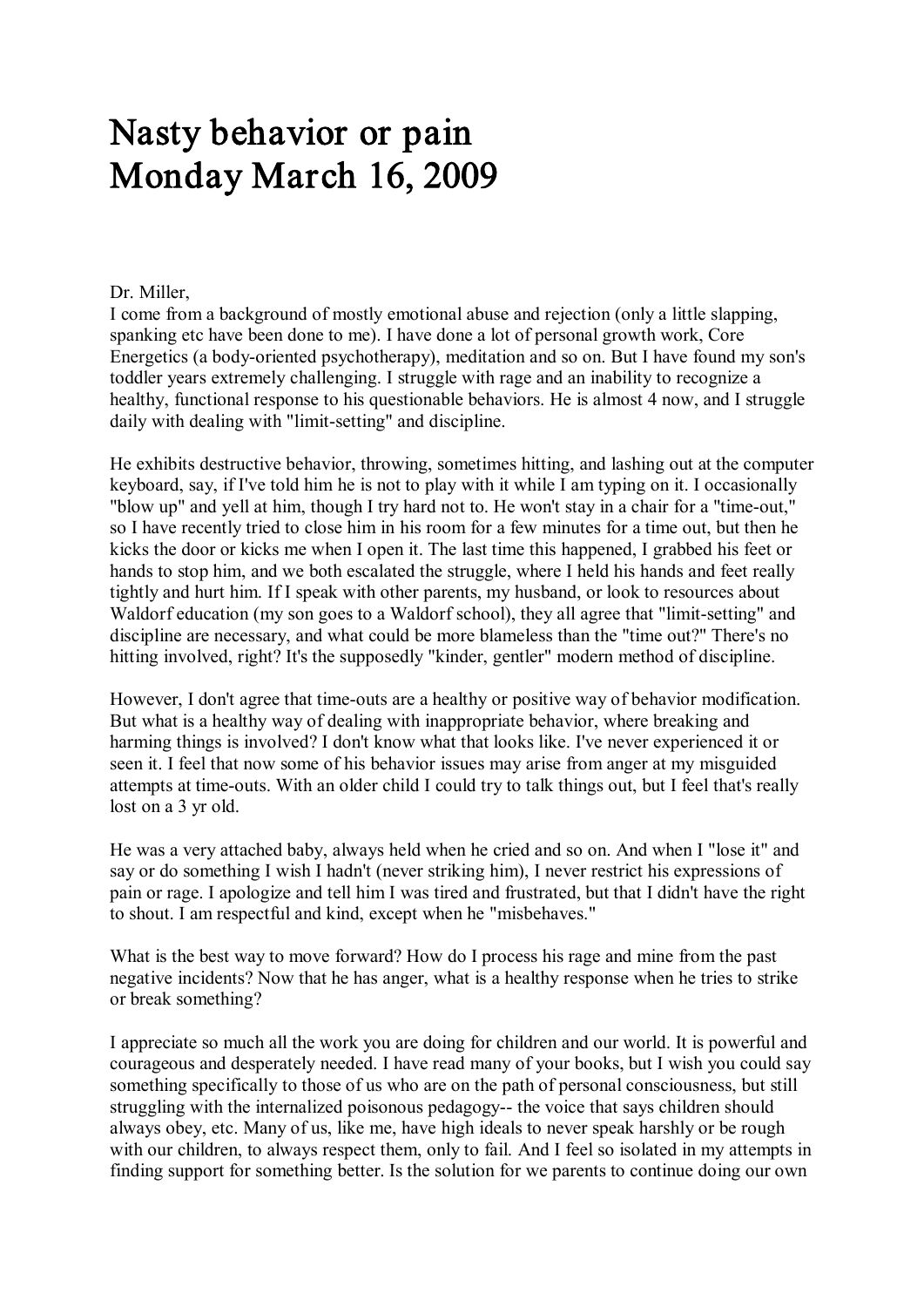# Nasty behavior or pain
# Monday March 16, 2009

Dr. Miller,
I come from a background of mostly emotional abuse and rejection (only a little slapping, spanking etc have been done to me). I have done a lot of personal growth work, Core Energetics (a body-oriented psychotherapy), meditation and so on. But I have found my son's toddler years extremely challenging. I struggle with rage and an inability to recognize a healthy, functional response to his questionable behaviors. He is almost 4 now, and I struggle daily with dealing with "limit-setting" and discipline.

He exhibits destructive behavior, throwing, sometimes hitting, and lashing out at the computer keyboard, say, if I've told him he is not to play with it while I am typing on it. I occasionally "blow up" and yell at him, though I try hard not to. He won't stay in a chair for a "time-out," so I have recently tried to close him in his room for a few minutes for a time out, but then he kicks the door or kicks me when I open it. The last time this happened, I grabbed his feet or hands to stop him, and we both escalated the struggle, where I held his hands and feet really tightly and hurt him. If I speak with other parents, my husband, or look to resources about Waldorf education (my son goes to a Waldorf school), they all agree that "limit-setting" and discipline are necessary, and what could be more blameless than the "time out?" There's no hitting involved, right? It's the supposedly "kinder, gentler" modern method of discipline.

However, I don't agree that time-outs are a healthy or positive way of behavior modification. But what is a healthy way of dealing with inappropriate behavior, where breaking and harming things is involved? I don't know what that looks like. I've never experienced it or seen it. I feel that now some of his behavior issues may arise from anger at my misguided attempts at time-outs. With an older child I could try to talk things out, but I feel that's really lost on a 3 yr old.

He was a very attached baby, always held when he cried and so on. And when I "lose it" and say or do something I wish I hadn't (never striking him), I never restrict his expressions of pain or rage. I apologize and tell him I was tired and frustrated, but that I didn't have the right to shout. I am respectful and kind, except when he "misbehaves."

What is the best way to move forward? How do I process his rage and mine from the past negative incidents? Now that he has anger, what is a healthy response when he tries to strike or break something?

I appreciate so much all the work you are doing for children and our world. It is powerful and courageous and desperately needed. I have read many of your books, but I wish you could say something specifically to those of us who are on the path of personal consciousness, but still struggling with the internalized poisonous pedagogy-- the voice that says children should always obey, etc. Many of us, like me, have high ideals to never speak harshly or be rough with our children, to always respect them, only to fail. And I feel so isolated in my attempts in finding support for something better. Is the solution for we parents to continue doing our own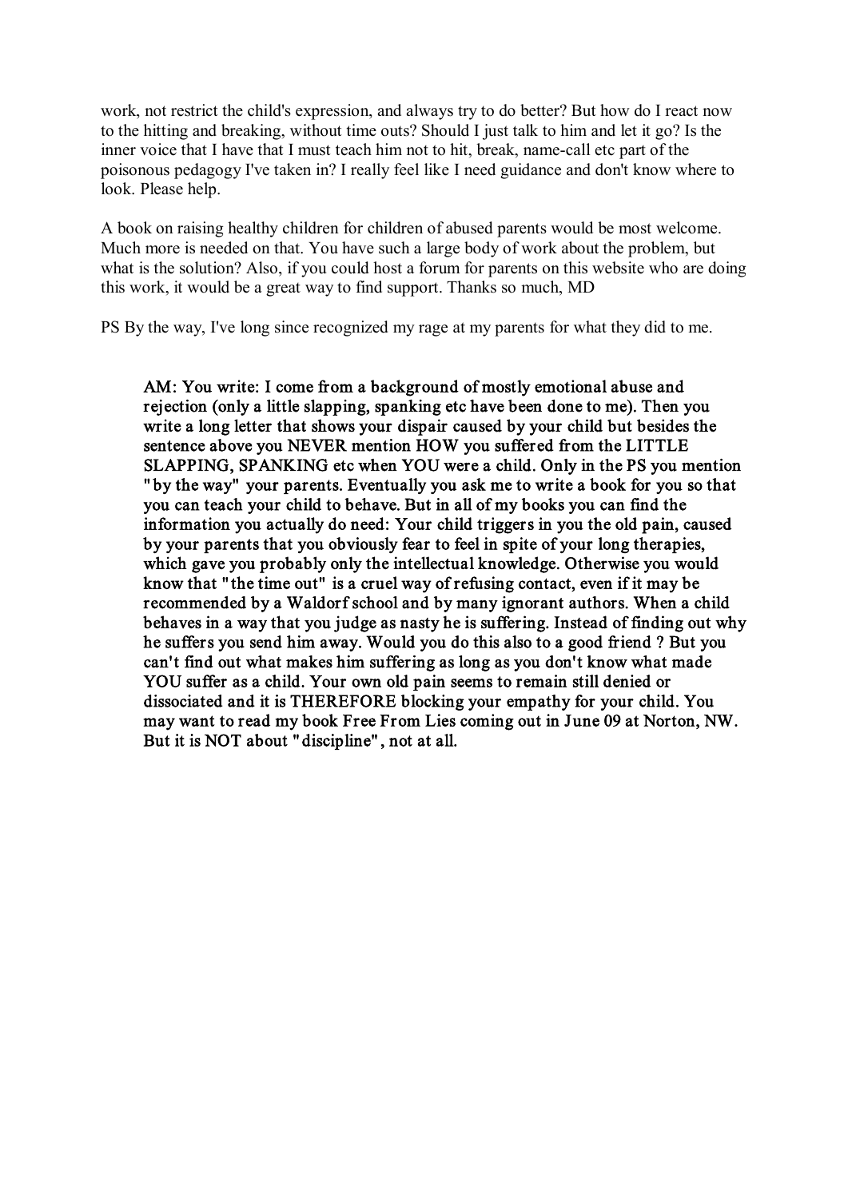work, not restrict the child's expression, and always try to do better? But how do I react now to the hitting and breaking, without time outs? Should I just talk to him and let it go? Is the inner voice that I have that I must teach him not to hit, break, name-call etc part of the poisonous pedagogy I've taken in? I really feel like I need guidance and don't know where to look. Please help.

A book on raising healthy children for children of abused parents would be most welcome. Much more is needed on that. You have such a large body of work about the problem, but what is the solution? Also, if you could host a forum for parents on this website who are doing this work, it would be a great way to find support. Thanks so much, MD

PS By the way, I've long since recognized my rage at my parents for what they did to me.

> AM: You write: I come from a background of mostly emotional abuse and rejection (only a little slapping, spanking etc have been done to me). Then you write a long letter that shows your dispair caused by your child but besides the sentence above you NEVER mention HOW you suffered from the LITTLE SLAPPING, SPANKING etc when YOU were a child. Only in the PS you mention "by the way" your parents. Eventually you ask me to write a book for you so that you can teach your child to behave. But in all of my books you can find the information you actually do need: Your child triggers in you the old pain, caused by your parents that you obviously fear to feel in spite of your long therapies, which gave you probably only the intellectual knowledge. Otherwise you would know that "the time out" is a cruel way of refusing contact, even if it may be recommended by a Waldorf school and by many ignorant authors. When a child behaves in a way that you judge as nasty he is suffering. Instead of finding out why he suffers you send him away. Would you do this also to a good friend ? But you can't find out what makes him suffering as long as you don't know what made YOU suffer as a child. Your own old pain seems to remain still denied or dissociated and it is THEREFORE blocking your empathy for your child. You may want to read my book Free From Lies coming out in June 09 at Norton, NW. But it is NOT about "discipline", not at all.